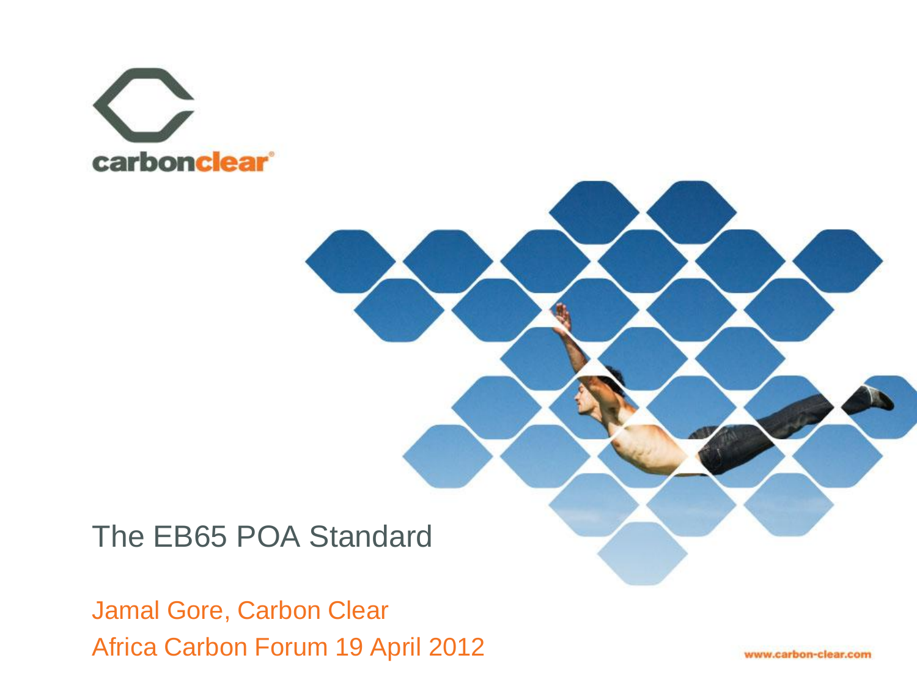carbonclear

# The EB65 POA Standard

Jamal Gore, Carbon Clear

Africa Carbon Forum 19 April 2012

www.carbon-clear.com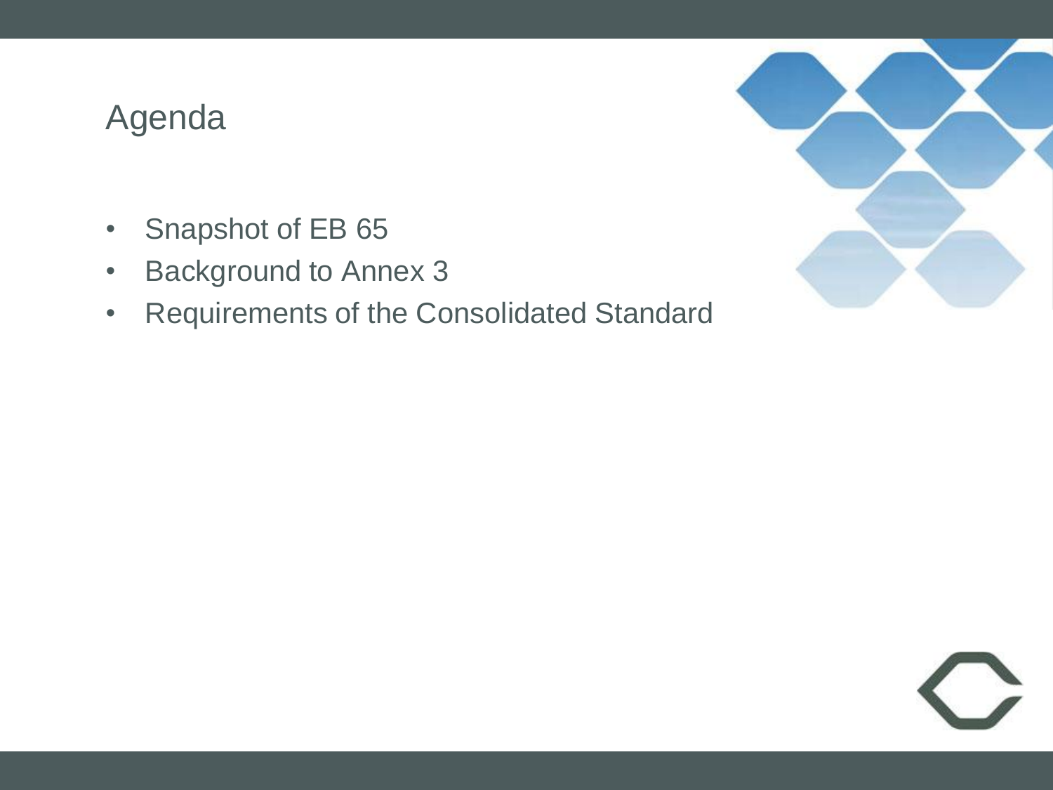# Agenda

- Snapshot of EB 65
- Background to Annex 3
- Requirements of the Consolidated Standard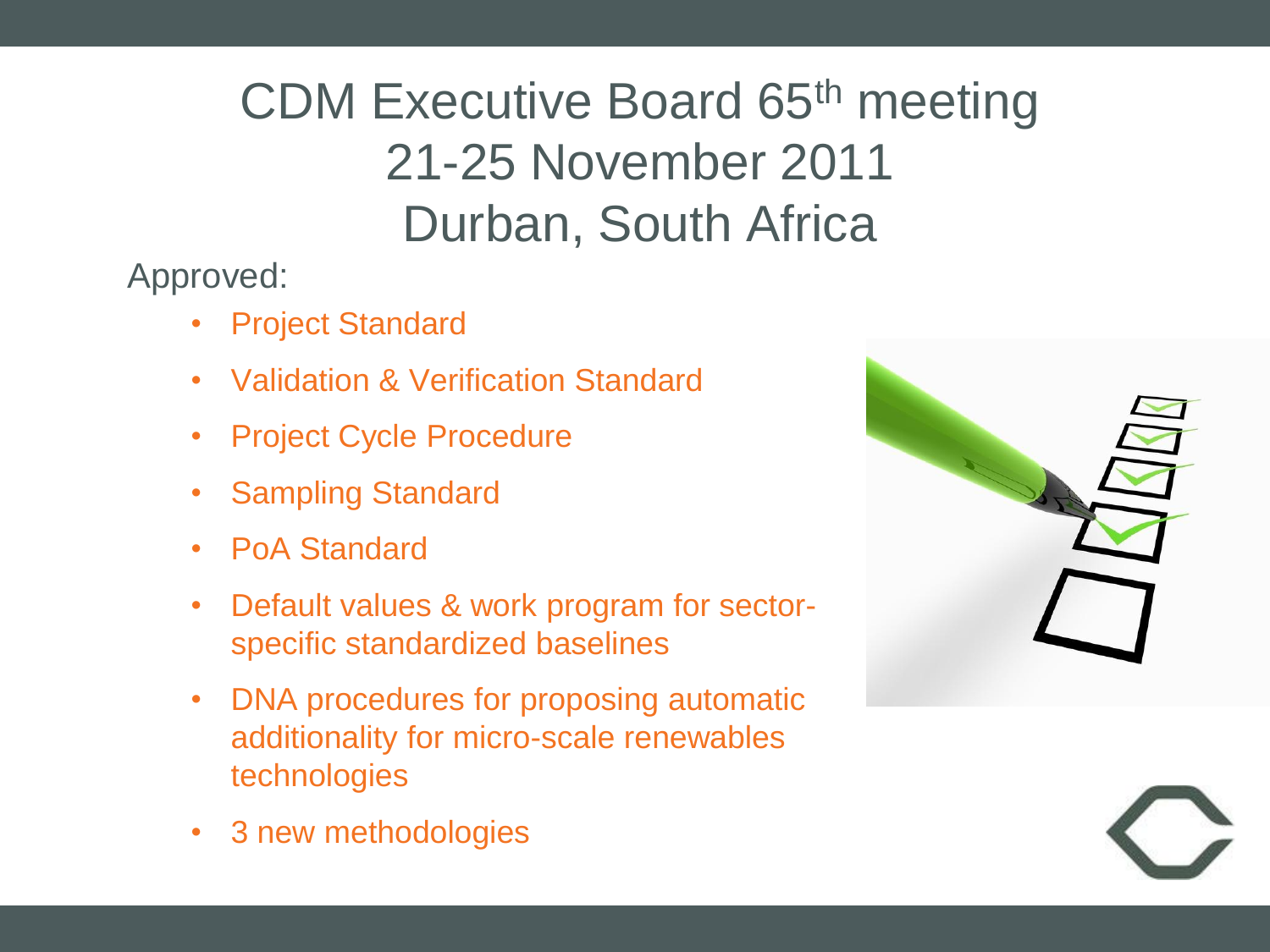# CDM Executive Board 65th meeting
# 21-25 November 2011
# Durban, South Africa

Approved:

- Project Standard
- Validation & Verification Standard
- Project Cycle Procedure
- Sampling Standard
- PoA Standard
- Default values & work program for sector-specific standardized baselines
- DNA procedures for proposing automatic additionality for micro-scale renewables technologies
- 3 new methodologies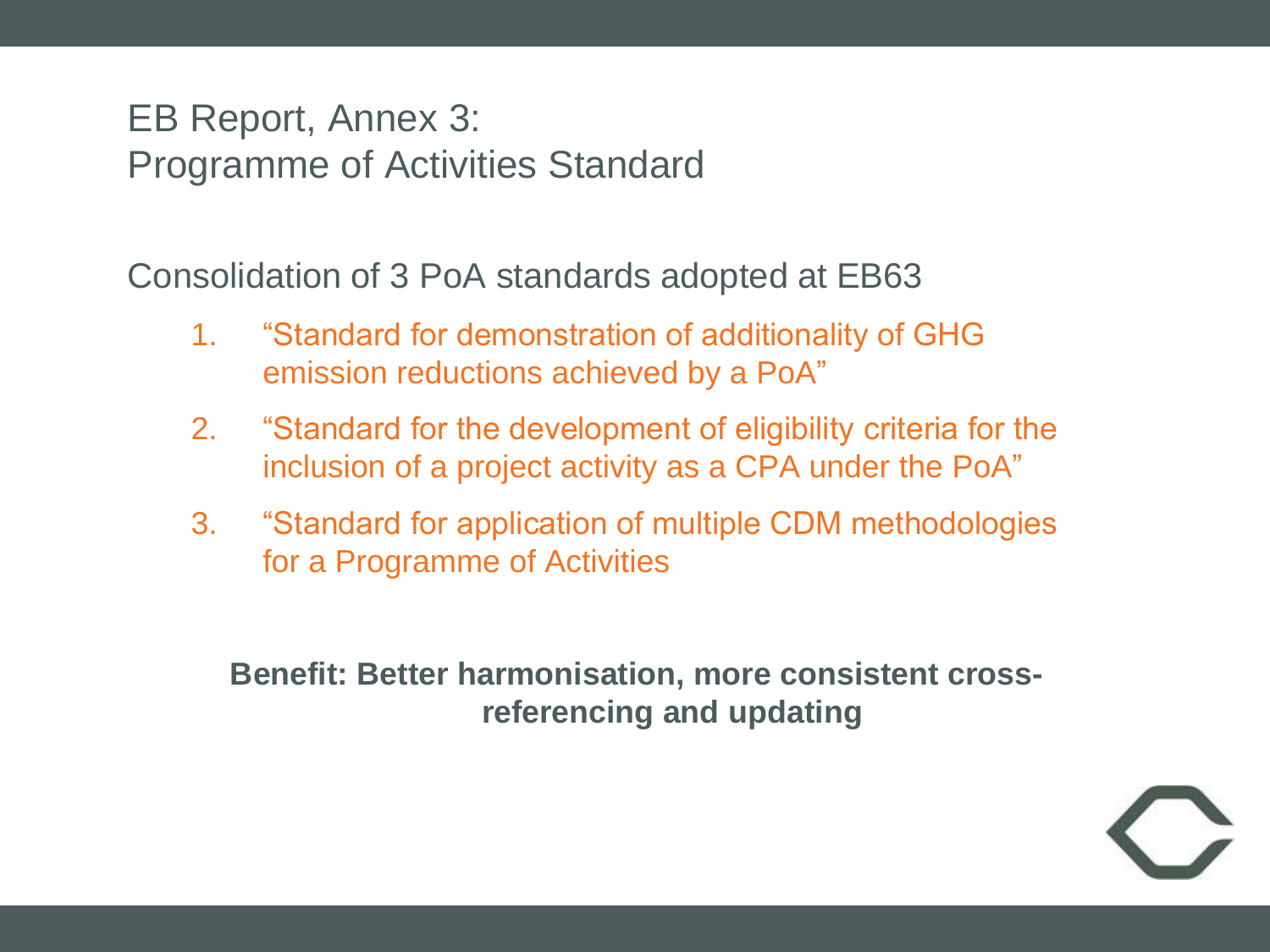# EB Report, Annex 3: Programme of Activities Standard

Consolidation of 3 PoA standards adopted at EB63

1. "Standard for demonstration of additionality of GHG emission reductions achieved by a PoA"
2. "Standard for the development of eligibility criteria for the inclusion of a project activity as a CPA under the PoA"
3. "Standard for application of multiple CDM methodologies for a Programme of Activities

**Benefit: Better harmonisation, more consistent cross-referencing and updating**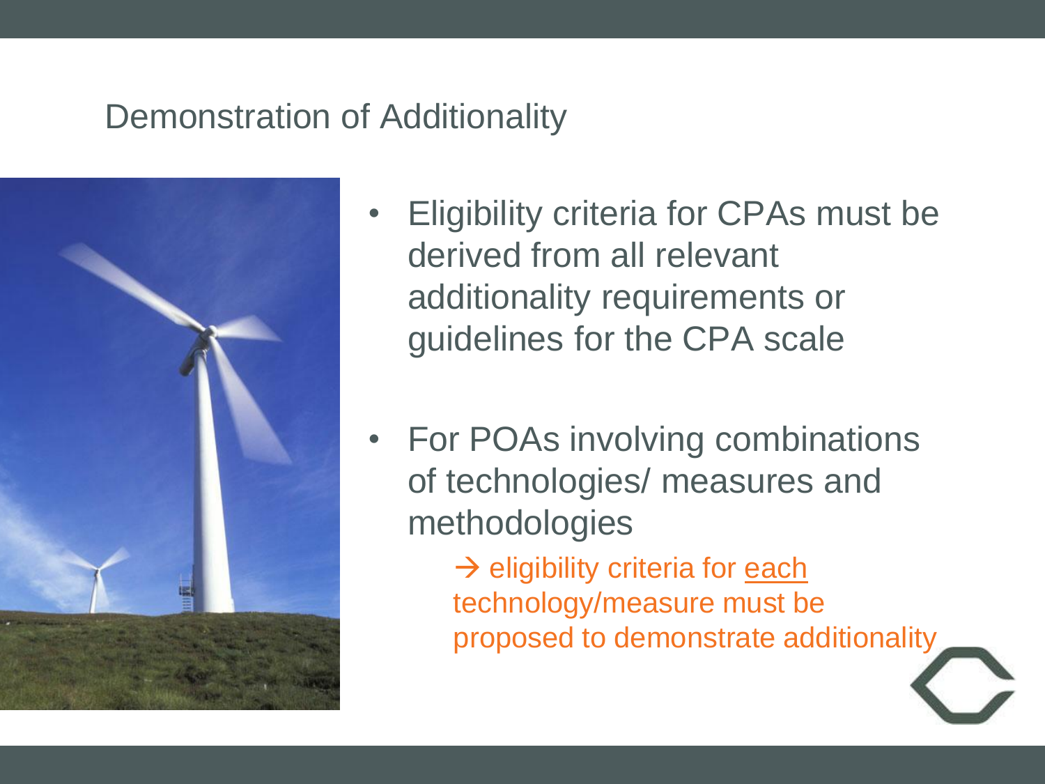## Demonstration of Additionality

- Eligibility criteria for CPAs must be derived from all relevant additionality requirements or guidelines for the CPA scale

- For POAs involving combinations of technologies/ measures and methodologies

  → eligibility criteria for <u>each</u> technology/measure must be proposed to demonstrate additionality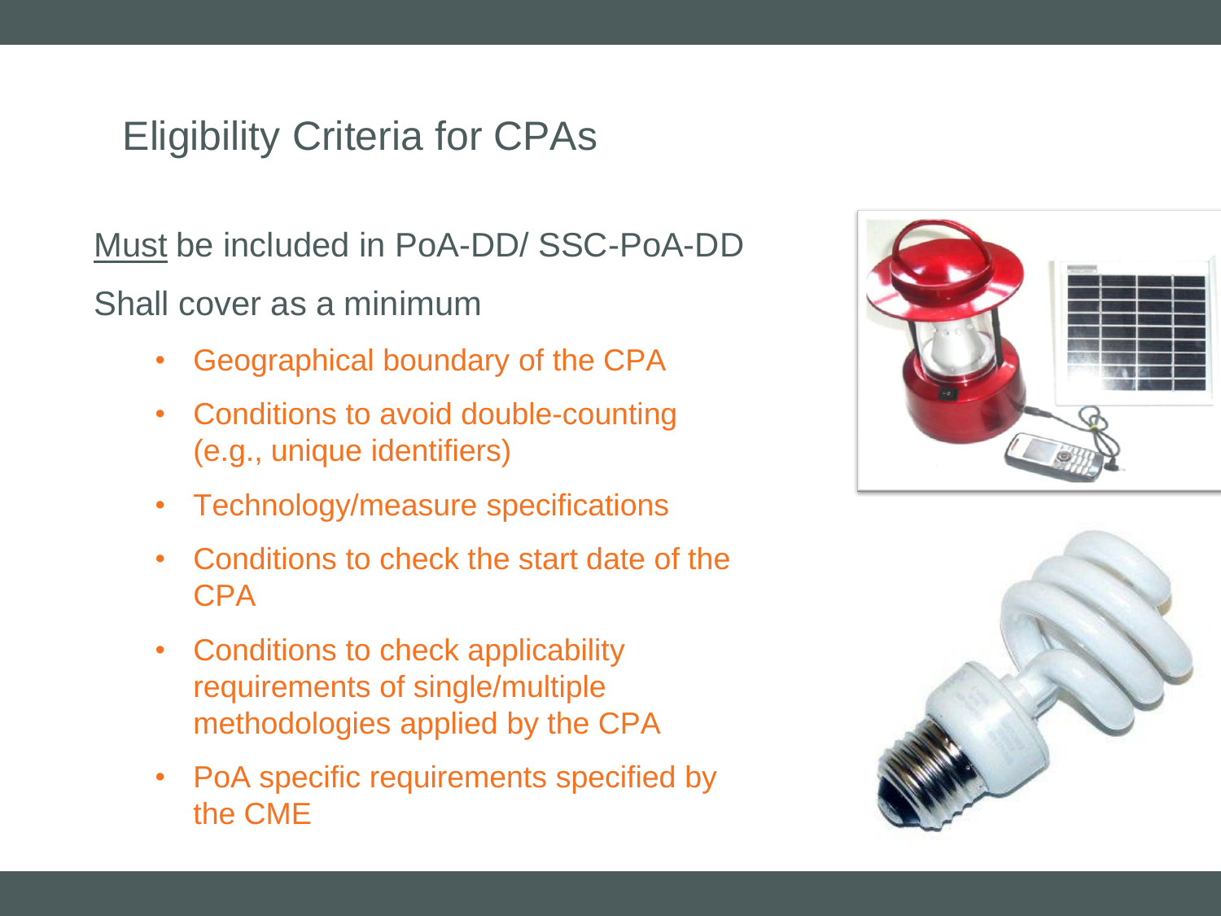# Eligibility Criteria for CPAs

Must be included in PoA-DD/ SSC-PoA-DD

Shall cover as a minimum

- Geographical boundary of the CPA
- Conditions to avoid double-counting (e.g., unique identifiers)
- Technology/measure specifications
- Conditions to check the start date of the CPA
- Conditions to check applicability requirements of single/multiple methodologies applied by the CPA
- PoA specific requirements specified by the CME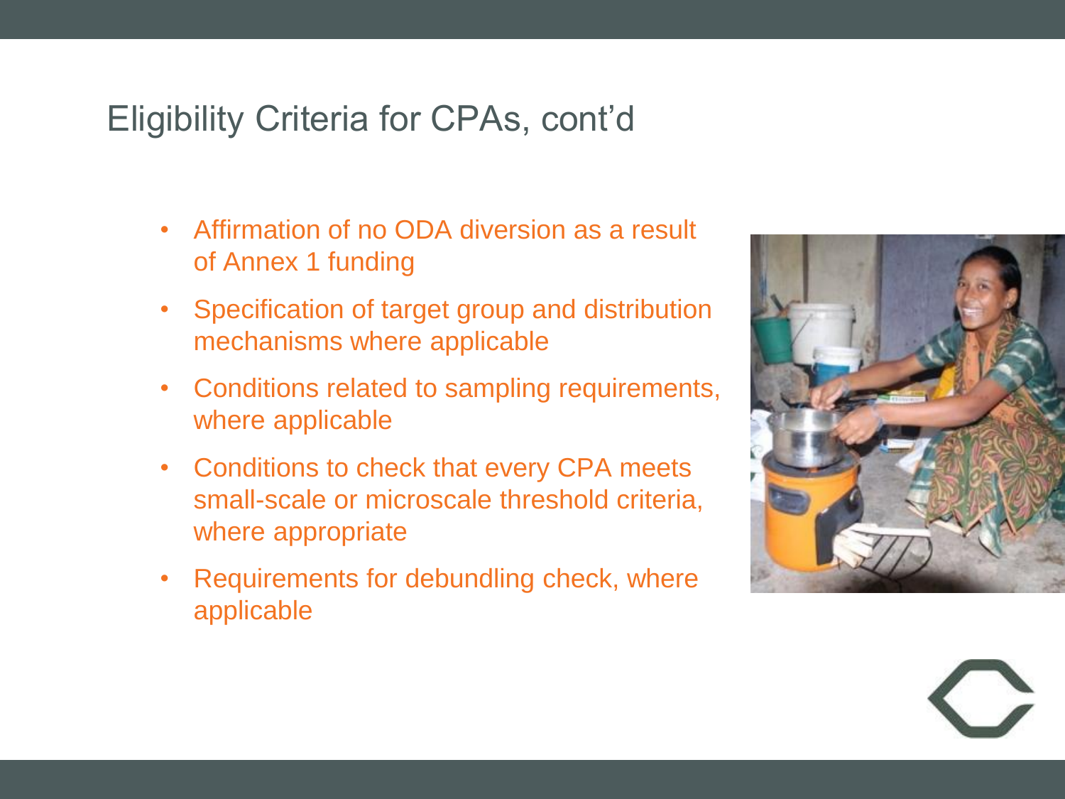# Eligibility Criteria for CPAs, cont'd

- Affirmation of no ODA diversion as a result of Annex 1 funding
- Specification of target group and distribution mechanisms where applicable
- Conditions related to sampling requirements, where applicable
- Conditions to check that every CPA meets small-scale or microscale threshold criteria, where appropriate
- Requirements for debundling check, where applicable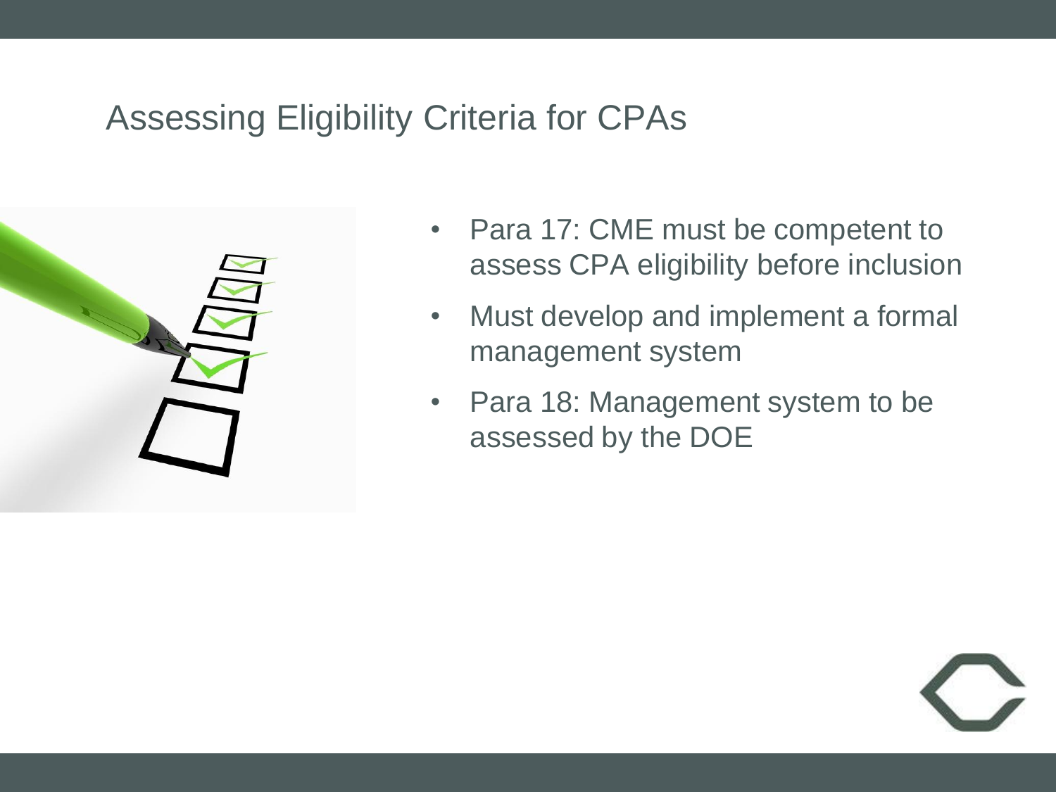# Assessing Eligibility Criteria for CPAs

- Para 17: CME must be competent to assess CPA eligibility before inclusion
- Must develop and implement a formal management system
- Para 18: Management system to be assessed by the DOE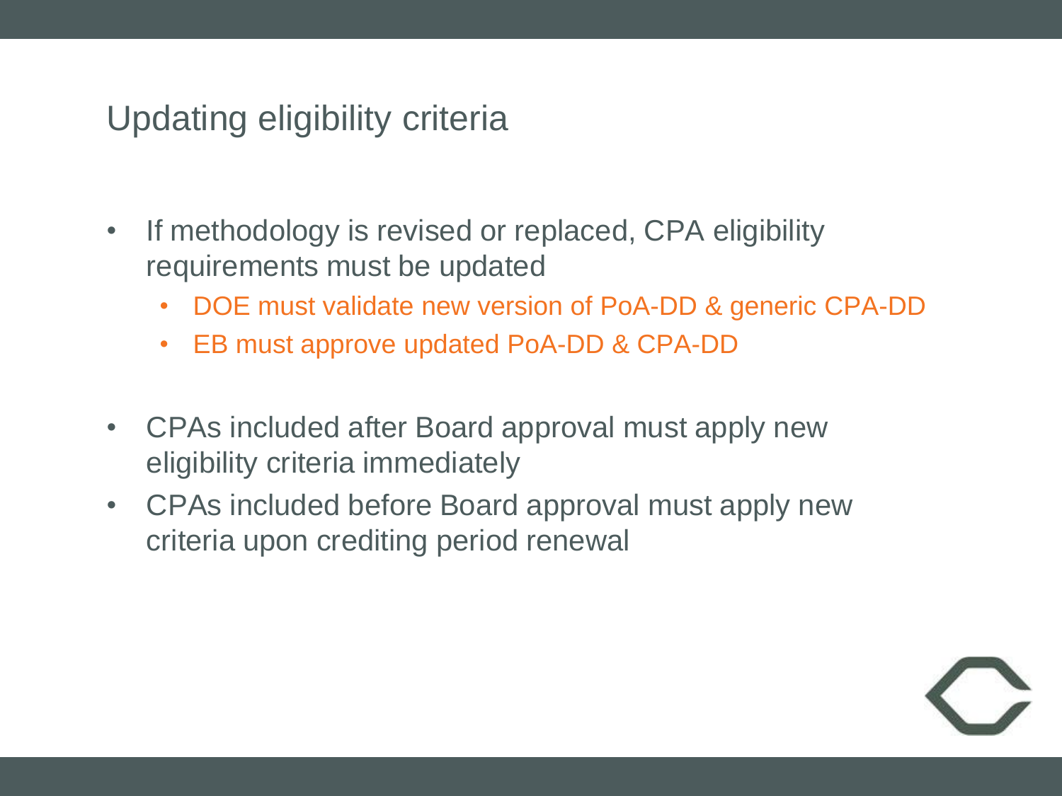# Updating eligibility criteria

- If methodology is revised or replaced, CPA eligibility requirements must be updated
  - DOE must validate new version of PoA-DD & generic CPA-DD
  - EB must approve updated PoA-DD & CPA-DD

- CPAs included after Board approval must apply new eligibility criteria immediately
- CPAs included before Board approval must apply new criteria upon crediting period renewal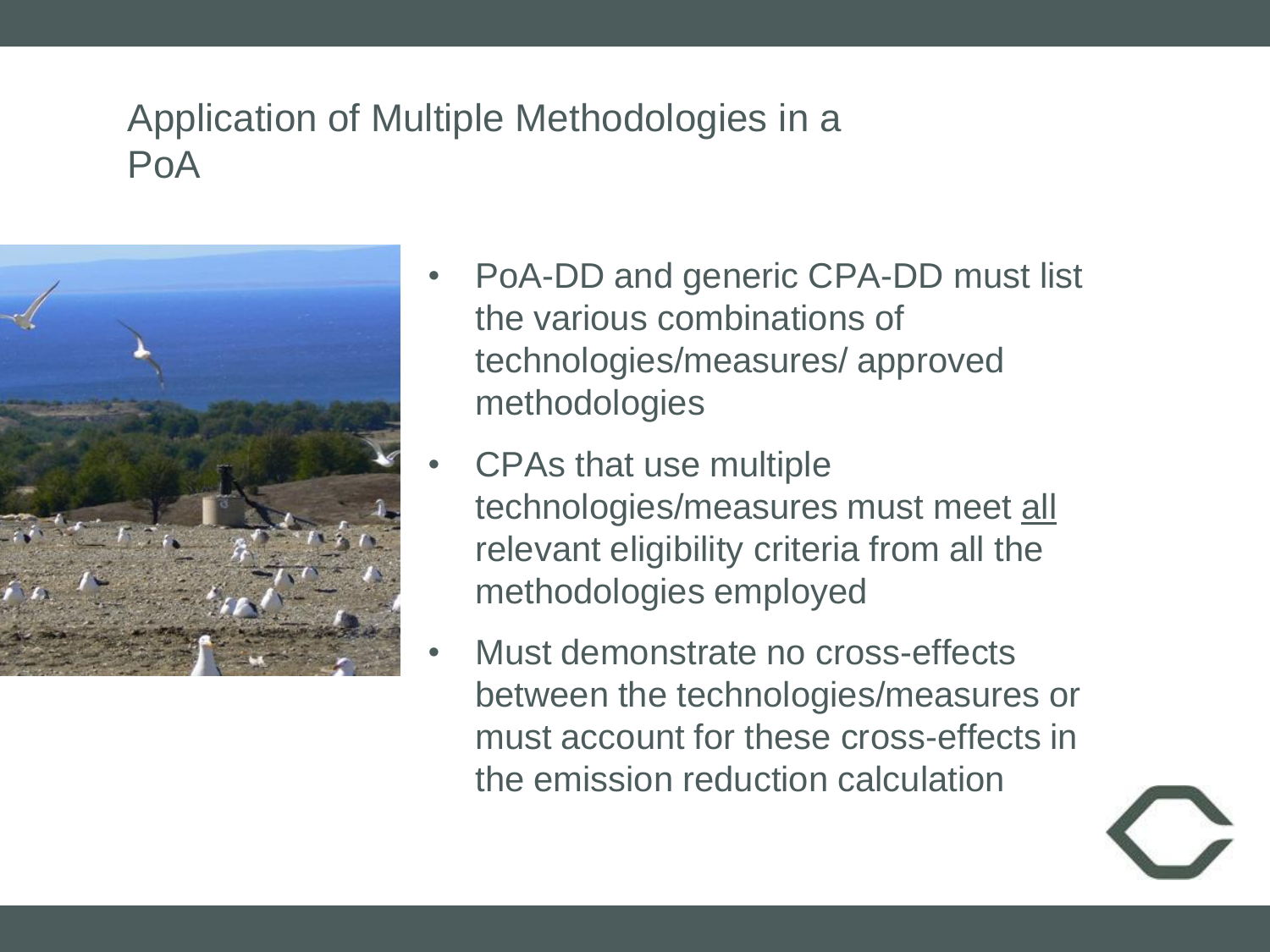# Application of Multiple Methodologies in a PoA

- PoA-DD and generic CPA-DD must list the various combinations of technologies/measures/ approved methodologies
- CPAs that use multiple technologies/measures must meet <u>all</u> relevant eligibility criteria from all the methodologies employed
- Must demonstrate no cross-effects between the technologies/measures or must account for these cross-effects in the emission reduction calculation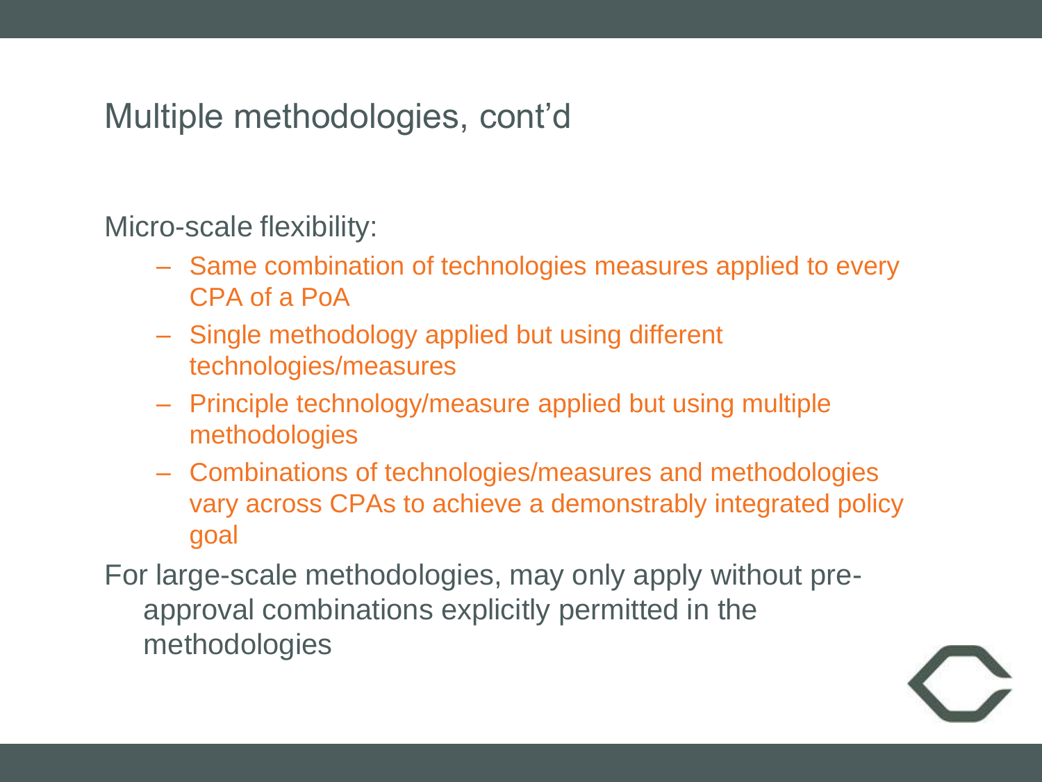# Multiple methodologies, cont'd

Micro-scale flexibility:

- Same combination of technologies measures applied to every CPA of a PoA
- Single methodology applied but using different technologies/measures
- Principle technology/measure applied but using multiple methodologies
- Combinations of technologies/measures and methodologies vary across CPAs to achieve a demonstrably integrated policy goal

For large-scale methodologies, may only apply without pre-approval combinations explicitly permitted in the methodologies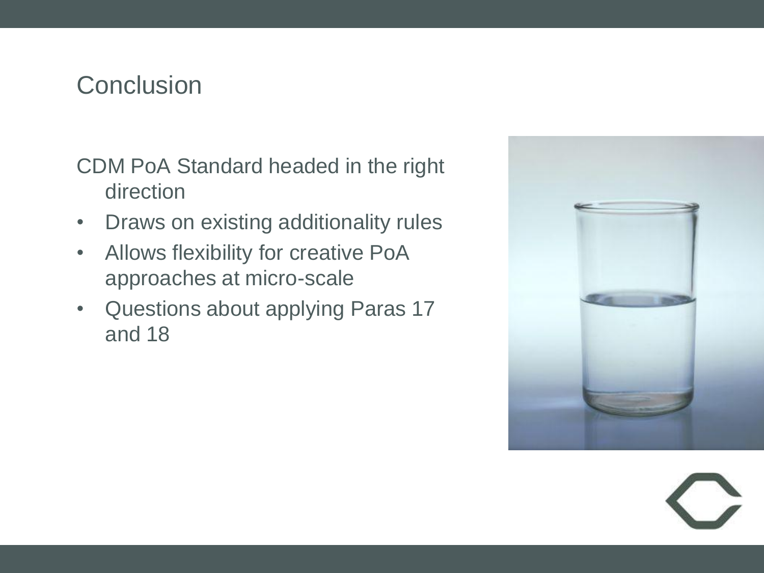## Conclusion

CDM PoA Standard headed in the right direction

- Draws on existing additionality rules
- Allows flexibility for creative PoA approaches at micro-scale
- Questions about applying Paras 17 and 18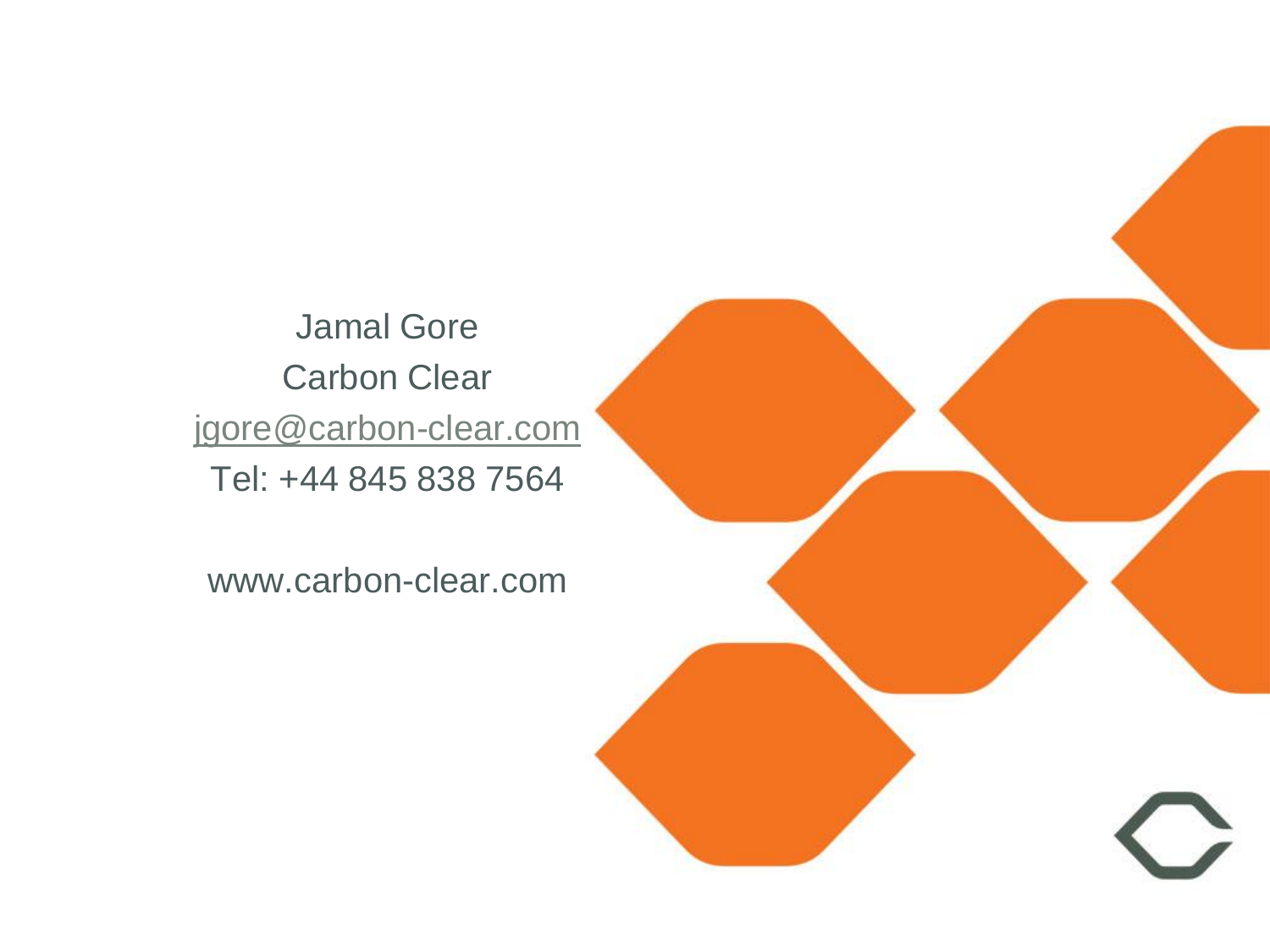Jamal Gore

Carbon Clear

jgore@carbon-clear.com

Tel: +44 845 838 7564

www.carbon-clear.com